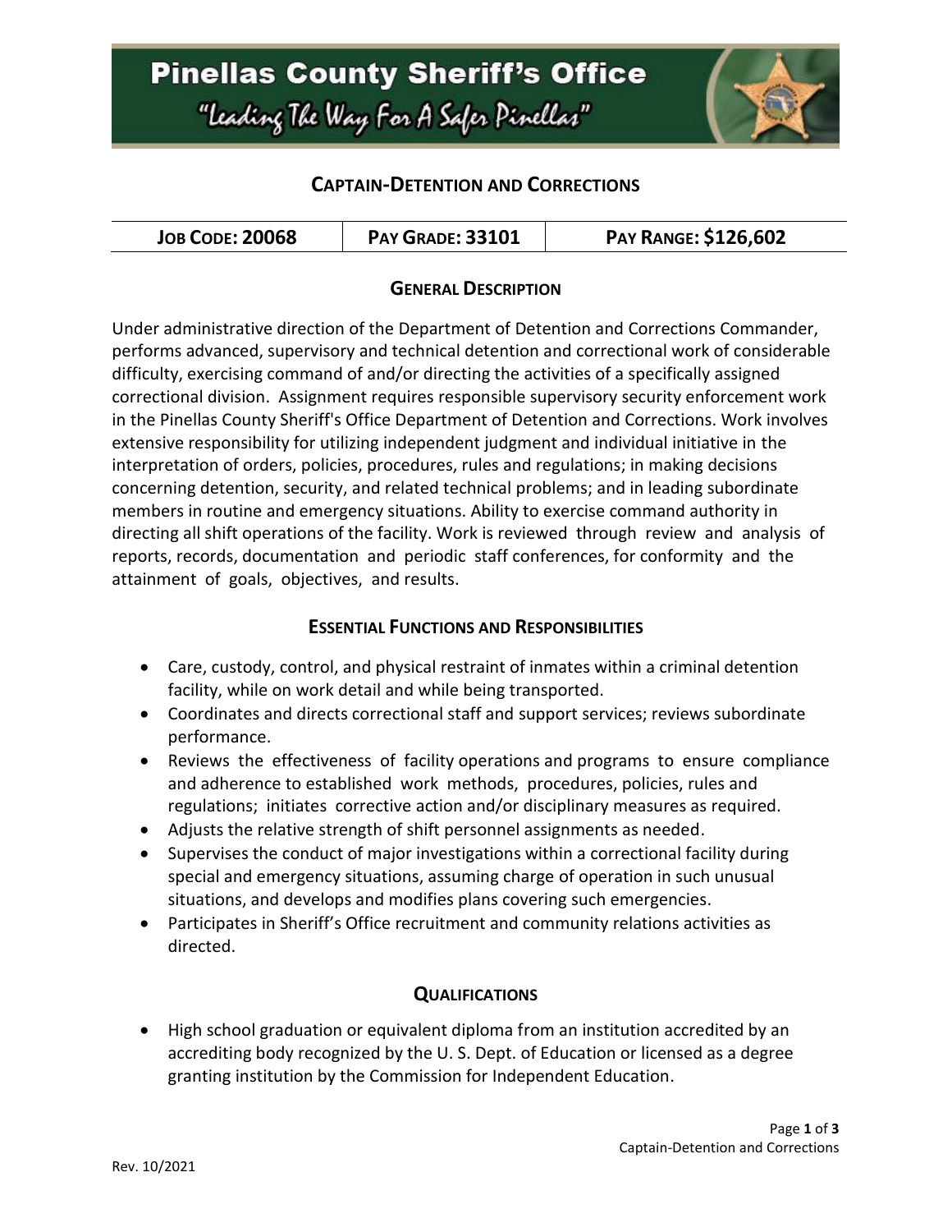# Pinellas County Sheriff's Office

*"Leading The Way For A Safer Pinellas"*

## Captain-Detention and Corrections

| Job Code: 20068 | Pay Grade: 33101 | Pay Range: $126,602 |
|---|---|---|

### General Description

Under administrative direction of the Department of Detention and Corrections Commander, performs advanced, supervisory and technical detention and correctional work of considerable difficulty, exercising command of and/or directing the activities of a specifically assigned correctional division. Assignment requires responsible supervisory security enforcement work in the Pinellas County Sheriff's Office Department of Detention and Corrections. Work involves extensive responsibility for utilizing independent judgment and individual initiative in the interpretation of orders, policies, procedures, rules and regulations; in making decisions concerning detention, security, and related technical problems; and in leading subordinate members in routine and emergency situations. Ability to exercise command authority in directing all shift operations of the facility. Work is reviewed through review and analysis of reports, records, documentation and periodic staff conferences, for conformity and the attainment of goals, objectives, and results.

### Essential Functions and Responsibilities

- Care, custody, control, and physical restraint of inmates within a criminal detention facility, while on work detail and while being transported.
- Coordinates and directs correctional staff and support services; reviews subordinate performance.
- Reviews the effectiveness of facility operations and programs to ensure compliance and adherence to established work methods, procedures, policies, rules and regulations; initiates corrective action and/or disciplinary measures as required.
- Adjusts the relative strength of shift personnel assignments as needed.
- Supervises the conduct of major investigations within a correctional facility during special and emergency situations, assuming charge of operation in such unusual situations, and develops and modifies plans covering such emergencies.
- Participates in Sheriff's Office recruitment and community relations activities as directed.

### Qualifications

- High school graduation or equivalent diploma from an institution accredited by an accrediting body recognized by the U. S. Dept. of Education or licensed as a degree granting institution by the Commission for Independent Education.

Rev. 10/2021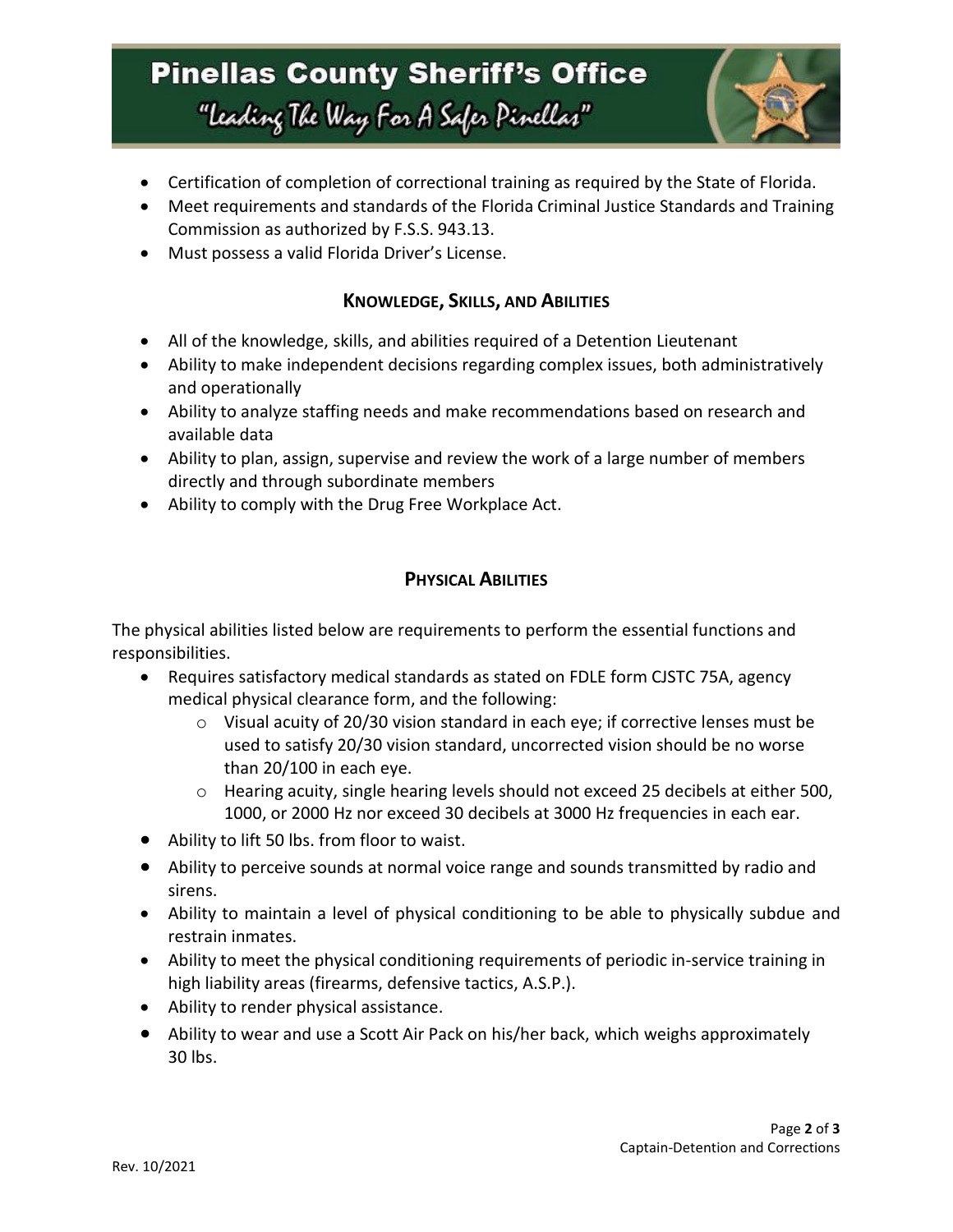- Certification of completion of correctional training as required by the State of Florida.
- Meet requirements and standards of the Florida Criminal Justice Standards and Training Commission as authorized by F.S.S. 943.13.
- Must possess a valid Florida Driver's License.

## Knowledge, Skills, and Abilities

- All of the knowledge, skills, and abilities required of a Detention Lieutenant
- Ability to make independent decisions regarding complex issues, both administratively and operationally
- Ability to analyze staffing needs and make recommendations based on research and available data
- Ability to plan, assign, supervise and review the work of a large number of members directly and through subordinate members
- Ability to comply with the Drug Free Workplace Act.

## Physical Abilities

The physical abilities listed below are requirements to perform the essential functions and responsibilities.

- Requires satisfactory medical standards as stated on FDLE form CJSTC 75A, agency medical physical clearance form, and the following:
  - Visual acuity of 20/30 vision standard in each eye; if corrective lenses must be used to satisfy 20/30 vision standard, uncorrected vision should be no worse than 20/100 in each eye.
  - Hearing acuity, single hearing levels should not exceed 25 decibels at either 500, 1000, or 2000 Hz nor exceed 30 decibels at 3000 Hz frequencies in each ear.
- Ability to lift 50 lbs. from floor to waist.
- Ability to perceive sounds at normal voice range and sounds transmitted by radio and sirens.
- Ability to maintain a level of physical conditioning to be able to physically subdue and restrain inmates.
- Ability to meet the physical conditioning requirements of periodic in-service training in high liability areas (firearms, defensive tactics, A.S.P.).
- Ability to render physical assistance.
- Ability to wear and use a Scott Air Pack on his/her back, which weighs approximately 30 lbs.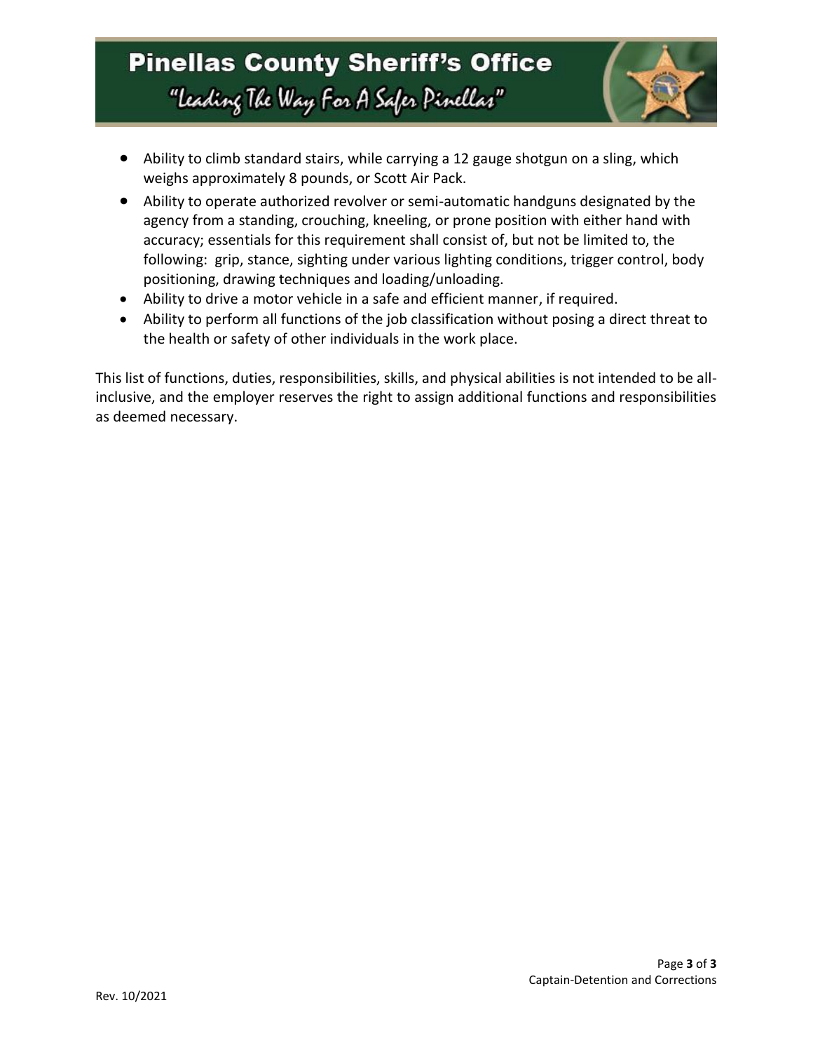- Ability to climb standard stairs, while carrying a 12 gauge shotgun on a sling, which weighs approximately 8 pounds, or Scott Air Pack.
- Ability to operate authorized revolver or semi-automatic handguns designated by the agency from a standing, crouching, kneeling, or prone position with either hand with accuracy; essentials for this requirement shall consist of, but not be limited to, the following: grip, stance, sighting under various lighting conditions, trigger control, body positioning, drawing techniques and loading/unloading.
- Ability to drive a motor vehicle in a safe and efficient manner, if required.
- Ability to perform all functions of the job classification without posing a direct threat to the health or safety of other individuals in the work place.

This list of functions, duties, responsibilities, skills, and physical abilities is not intended to be all-inclusive, and the employer reserves the right to assign additional functions and responsibilities as deemed necessary.